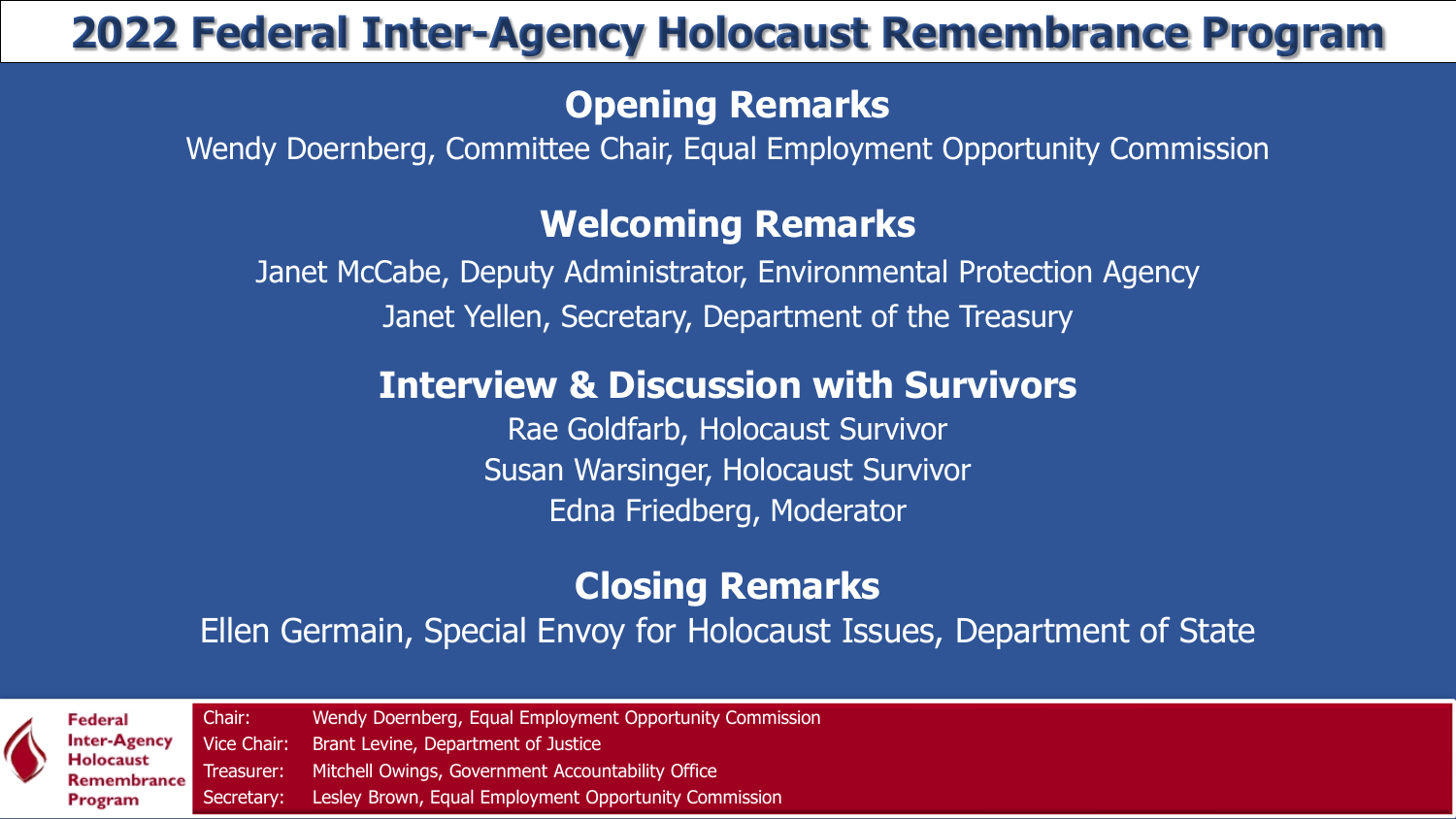# 2022 Federal Inter-Agency Holocaust Remembrance Program

## Opening Remarks

Wendy Doernberg, Committee Chair, Equal Employment Opportunity Commission

## Welcoming Remarks

Janet McCabe, Deputy Administrator, Environmental Protection Agency

Janet Yellen, Secretary, Department of the Treasury

## Interview & Discussion with Survivors

Rae Goldfarb, Holocaust Survivor

Susan Warsinger, Holocaust Survivor

Edna Friedberg, Moderator

## Closing Remarks

Ellen Germain, Special Envoy for Holocaust Issues, Department of State

**Federal Inter-Agency Holocaust Remembrance Program**

Chair: Wendy Doernberg, Equal Employment Opportunity Commission

Vice Chair: Brant Levine, Department of Justice

Treasurer: Mitchell Owings, Government Accountability Office

Secretary: Lesley Brown, Equal Employment Opportunity Commission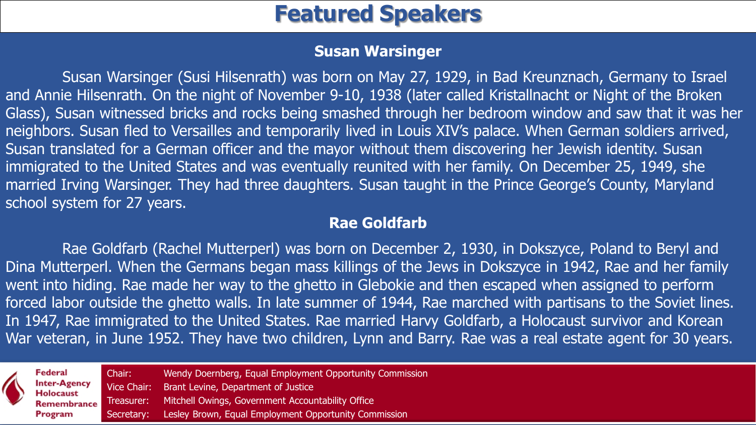# Featured Speakers

## Susan Warsinger

Susan Warsinger (Susi Hilsenrath) was born on May 27, 1929, in Bad Kreunznach, Germany to Israel and Annie Hilsenrath. On the night of November 9-10, 1938 (later called Kristallnacht or Night of the Broken Glass), Susan witnessed bricks and rocks being smashed through her bedroom window and saw that it was her neighbors. Susan fled to Versailles and temporarily lived in Louis XIV's palace. When German soldiers arrived, Susan translated for a German officer and the mayor without them discovering her Jewish identity. Susan immigrated to the United States and was eventually reunited with her family. On December 25, 1949, she married Irving Warsinger. They had three daughters. Susan taught in the Prince George's County, Maryland school system for 27 years.

## Rae Goldfarb

Rae Goldfarb (Rachel Mutterperl) was born on December 2, 1930, in Dokszyce, Poland to Beryl and Dina Mutterperl. When the Germans began mass killings of the Jews in Dokszyce in 1942, Rae and her family went into hiding. Rae made her way to the ghetto in Glebokie and then escaped when assigned to perform forced labor outside the ghetto walls. In late summer of 1944, Rae marched with partisans to the Soviet lines. In 1947, Rae immigrated to the United States. Rae married Harvy Goldfarb, a Holocaust survivor and Korean War veteran, in June 1952. They have two children, Lynn and Barry. Rae was a real estate agent for 30 years.

**Federal Inter-Agency Holocaust Remembrance Program**

Chair: Wendy Doernberg, Equal Employment Opportunity Commission
Vice Chair: Brant Levine, Department of Justice
Treasurer: Mitchell Owings, Government Accountability Office
Secretary: Lesley Brown, Equal Employment Opportunity Commission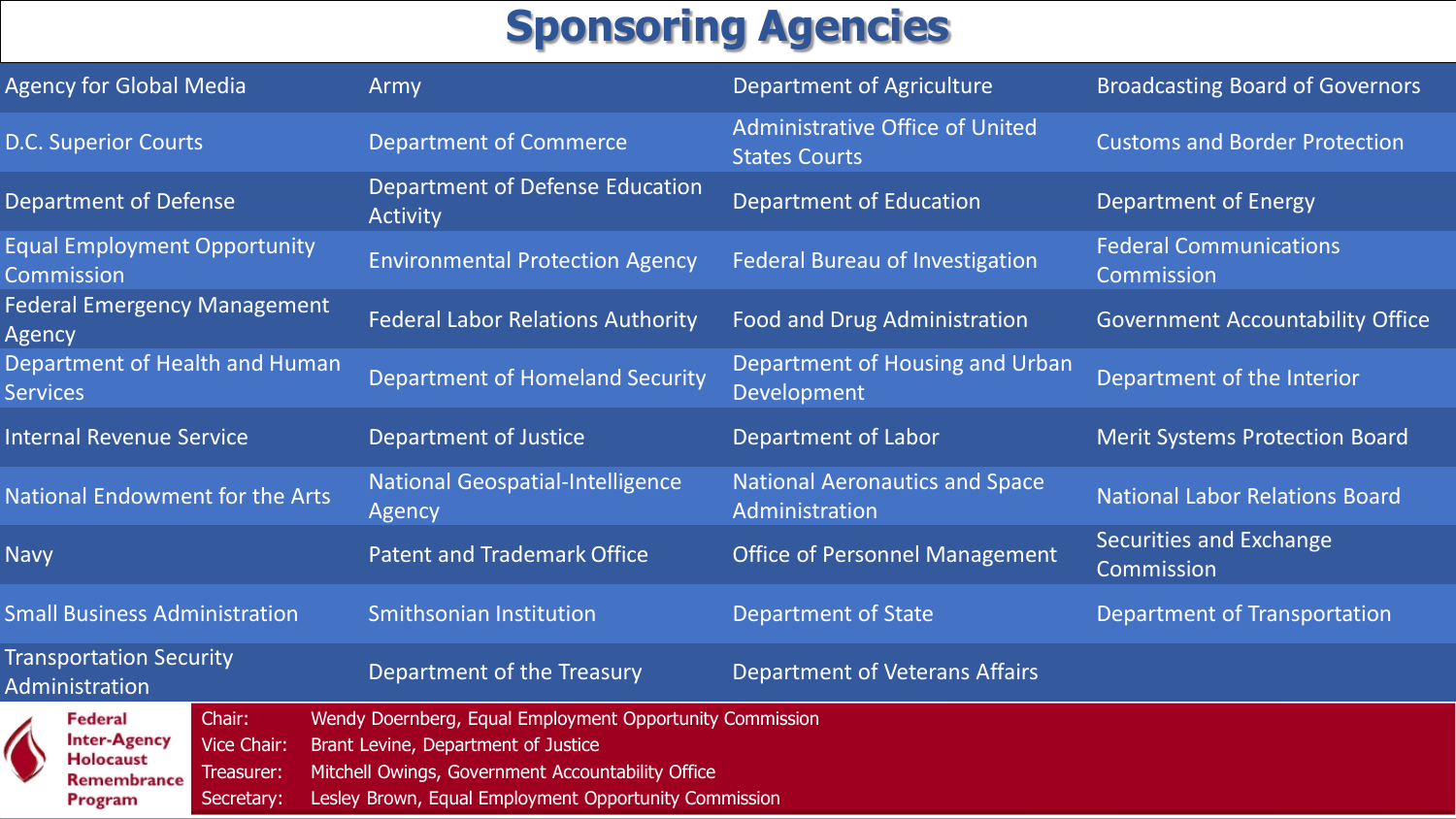# Sponsoring Agencies

| | | | |
|---|---|---|---|
| Agency for Global Media | Army | Department of Agriculture | Broadcasting Board of Governors |
| D.C. Superior Courts | Department of Commerce | Administrative Office of United States Courts | Customs and Border Protection |
| Department of Defense | Department of Defense Education Activity | Department of Education | Department of Energy |
| Equal Employment Opportunity Commission | Environmental Protection Agency | Federal Bureau of Investigation | Federal Communications Commission |
| Federal Emergency Management Agency | Federal Labor Relations Authority | Food and Drug Administration | Government Accountability Office |
| Department of Health and Human Services | Department of Homeland Security | Department of Housing and Urban Development | Department of the Interior |
| Internal Revenue Service | Department of Justice | Department of Labor | Merit Systems Protection Board |
| National Endowment for the Arts | National Geospatial-Intelligence Agency | National Aeronautics and Space Administration | National Labor Relations Board |
| Navy | Patent and Trademark Office | Office of Personnel Management | Securities and Exchange Commission |
| Small Business Administration | Smithsonian Institution | Department of State | Department of Transportation |
| Transportation Security Administration | Department of the Treasury | Department of Veterans Affairs | |

**Federal Inter-Agency Holocaust Remembrance Program**

Chair: Wendy Doernberg, Equal Employment Opportunity Commission
Vice Chair: Brant Levine, Department of Justice
Treasurer: Mitchell Owings, Government Accountability Office
Secretary: Lesley Brown, Equal Employment Opportunity Commission